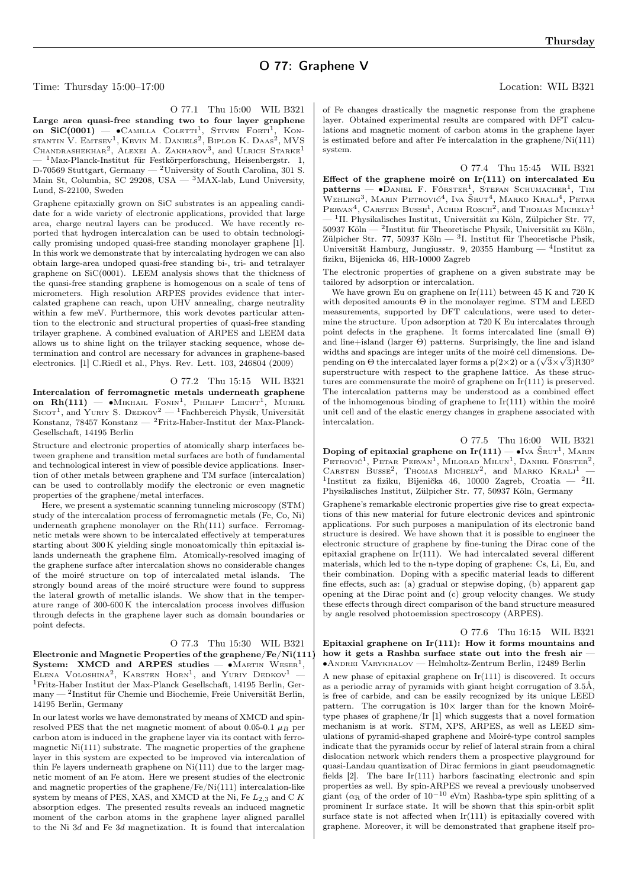# O 77: Graphene V

Time: Thursday 15:00–17:00 Location: WIL B321

O 77.1 Thu 15:00 WIL B321

**Large area quasi-free standing two to four layer graphene on SiC(0001)** — •Camilla Coletti[1], Stiven Forti[1], Konstantin V. Emtsev[1], Kevin M. Daniels[2], Biplob K. Daas[2], MVS Chandrashekhar[2], Alexei A. Zakharov[3], and Ulrich Starke[1] — [1]Max-Planck-Institut für Festkörperforschung, Heisenbergstr. 1, D-70569 Stuttgart, Germany — [2]University of South Carolina, 301 S. Main St, Columbia, SC 29208, USA — [3]MAX-lab, Lund University, Lund, S-22100, Sweden

Graphene epitaxially grown on SiC substrates is an appealing candidate for a wide variety of electronic applications, provided that large area, charge neutral layers can be produced. We have recently reported that hydrogen intercalation can be used to obtain technologically promising undoped quasi-free standing monolayer graphene [1]. In this work we demonstrate that by intercalating hydrogen we can also obtain large-area undoped quasi-free standing bi-, tri- and tetralayer graphene on SiC(0001). LEEM analysis shows that the thickness of the quasi-free standing graphene is homogenous on a scale of tens of micrometers. High resolution ARPES provides evidence that intercalated graphene can reach, upon UHV annealing, charge neutrality within a few meV. Furthermore, this work devotes particular attention to the electronic and structural properties of quasi-free standing trilayer graphene. A combined evaluation of ARPES and LEEM data allows us to shine light on the trilayer stacking sequence, whose determination and control are necessary for advances in graphene-based electronics. [1] C.Riedl et al., Phys. Rev. Lett. 103, 246804 (2009)

O 77.2 Thu 15:15 WIL B321

**Intercalation of ferromagnetic metals underneath graphene on Rh(111)** — •Mikhail Fonin[1], Philipp Leicht[1], Muriel Sicot[1], and Yuriy S. Dedkov[2] — [1]Fachbereich Physik, Universität Konstanz, 78457 Konstanz — [2]Fritz-Haber-Institut der Max-Planck-Gesellschaft, 14195 Berlin

Structure and electronic properties of atomically sharp interfaces between graphene and transition metal surfaces are both of fundamental and technological interest in view of possible device applications. Insertion of other metals between graphene and TM surface (intercalation) can be used to controllably modify the electronic or even magnetic properties of the graphene/metal interfaces.

Here, we present a systematic scanning tunneling microscopy (STM) study of the intercalation process of ferromagnetic metals (Fe, Co, Ni) underneath graphene monolayer on the Rh(111) surface. Ferromagnetic metals were shown to be intercalated effectively at temperatures starting about 300 K yielding single monoatomically thin epitaxial islands underneath the graphene film. Atomically-resolved imaging of the graphene surface after intercalation shows no considerable changes of the moiré structure on top of intercalated metal islands. The strongly bound areas of the moiré structure were found to suppress the lateral growth of metallic islands. We show that in the temperature range of 300-600 K the intercalation process involves diffusion through defects in the graphene layer such as domain boundaries or point defects.

O 77.3 Thu 15:30 WIL B321

**Electronic and Magnetic Properties of the graphene/Fe/Ni(111) System: XMCD and ARPES studies** — •Martin Weser[1], Elena Voloshina[2], Karsten Horn[1], and Yuriy Dedkov[1] — [1]Fritz-Haber Institut der Max-Planck Gesellschaft, 14195 Berlin, Germany — [2]Institut für Chemie und Biochemie, Freie Universität Berlin, 14195 Berlin, Germany

In our latest works we have demonstrated by means of XMCD and spin-resolved PES that the net magnetic moment of about 0.05-0.1 $\mu_B$ per carbon atom is induced in the graphene layer via its contact with ferromagnetic Ni(111) substrate. The magnetic properties of the graphene layer in this system are expected to be improved via intercalation of thin Fe layers underneath graphene on Ni(111) due to the larger magnetic moment of an Fe atom. Here we present studies of the electronic and magnetic properties of the graphene/Fe/Ni(111) intercalation-like system by means of PES, XAS, and XMCD at the Ni, Fe $L_{2,3}$ and C $K$ absorption edges. The presented results reveals an induced magnetic moment of the carbon atoms in the graphene layer aligned parallel to the Ni 3$d$ and Fe 3$d$ magnetization. It is found that intercalation of Fe changes drastically the magnetic response from the graphene layer. Obtained experimental results are compared with DFT calculations and magnetic moment of carbon atoms in the graphene layer is estimated before and after Fe intercalation in the graphene/Ni(111) system.

O 77.4 Thu 15:45 WIL B321

**Effect of the graphene moiré on Ir(111) on intercalated Eu patterns** — •Daniel F. Förster[1], Stefan Schumacher[1], Tim Wehling[3], Marin Petrović[4], Iva Šrut[4], Marko Kralj[4], Petar Pervan[4], Carsten Busse[1], Achim Rosch[2], and Thomas Michely[1] — [1]II. Physikalisches Institut, Universität zu Köln, Zülpicher Str. 77, 50937 Köln — [2]Institut für Theoretische Physik, Universität zu Köln, Zülpicher Str. 77, 50937 Köln — [3]I. Institut für Theoretische Phsik, Universität Hamburg, Jungiusstr. 9, 20355 Hamburg — [4]Institut za fiziku, Bijenicka 46, HR-10000 Zagreb

The electronic properties of graphene on a given substrate may be tailored by adsorption or intercalation.

We have grown Eu on graphene on Ir(111) between 45 K and 720 K with deposited amounts Θ in the monolayer regime. STM and LEED measurements, supported by DFT calculations, were used to determine the structure. Upon adsorption at 720 K Eu intercalates through point defects in the graphene. It forms intercalated line (small Θ) and line+island (larger Θ) patterns. Surprisingly, the line and island widths and spacings are integer units of the moiré cell dimensions. Depending on Θ the intercalated layer forms a p(2×2) or a $(\sqrt{3}\times\sqrt{3})$R30° superstructure with respect to the graphene lattice. As these structures are commensurate the moiré of graphene on Ir(111) is preserved. The intercalation patterns may be understood as a combined effect of the inhomogenous binding of graphene to Ir(111) within the moiré unit cell and of the elastic energy changes in graphene associated with intercalation.

O 77.5 Thu 16:00 WIL B321

**Doping of epitaxial graphene on Ir(111)** — •Iva Šrut[1], Marin Petrović[1], Petar Pervan[1], Milorad Milun[1], Daniel Förster[2], Carsten Busse[2], Thomas Michely[2], and Marko Kralj[1] — [1]Institut za fiziku, Bijenička 46, 10000 Zagreb, Croatia — [2]II. Physikalisches Institut, Zülpicher Str. 77, 50937 Köln, Germany

Graphene's remarkable electronic properties give rise to great expectations of this new material for future electronic devices and spintronic applications. For such purposes a manipulation of its electronic band structure is desired. We have shown that it is possible to engineer the electronic structure of graphene by fine-tuning the Dirac cone of the epitaxial graphene on Ir(111). We had intercalated several different materials, which led to the n-type doping of graphene: Cs, Li, Eu, and their combination. Doping with a specific material leads to different fine effects, such as: (a) gradual or stepwise doping, (b) apparent gap opening at the Dirac point and (c) group velocity changes. We study these effects through direct comparison of the band structure measured by angle resolved photoemission spectroscopy (ARPES).

O 77.6 Thu 16:15 WIL B321

**Epitaxial graphene on Ir(111): How it forms mountains and how it gets a Rashba surface state out into the fresh air** — •Andrei Varykhalov — Helmholtz-Zentrum Berlin, 12489 Berlin

A new phase of epitaxial graphene on Ir(111) is discovered. It occurs as a periodic array of pyramids with giant height corrugation of 3.5Å, is free of carbide, and can be easily recognized by its unique LEED pattern. The corrugation is 10× larger than for the known Moiré-type phases of graphene/Ir [1] which suggests that a novel formation mechanism is at work. STM, XPS, ARPES, as well as LEED simulations of pyramid-shaped graphene and Moiré-type control samples indicate that the pyramids occur by relief of lateral strain from a chiral dislocation network which renders them a prospective playground for quasi-Landau quantization of Dirac fermions in giant pseudomagnetic fields [2]. The bare Ir(111) harbors fascinating electronic and spin properties as well. By spin-ARPES we reveal a previously unobserved giant ($\alpha_R$ of the order of $10^{-10}$ eVm) Rashba-type spin splitting of a prominent Ir surface state. It will be shown that this spin-orbit split surface state is not affected when Ir(111) is epitaxially covered with graphene. Moreover, it will be demonstrated that graphene itself pro-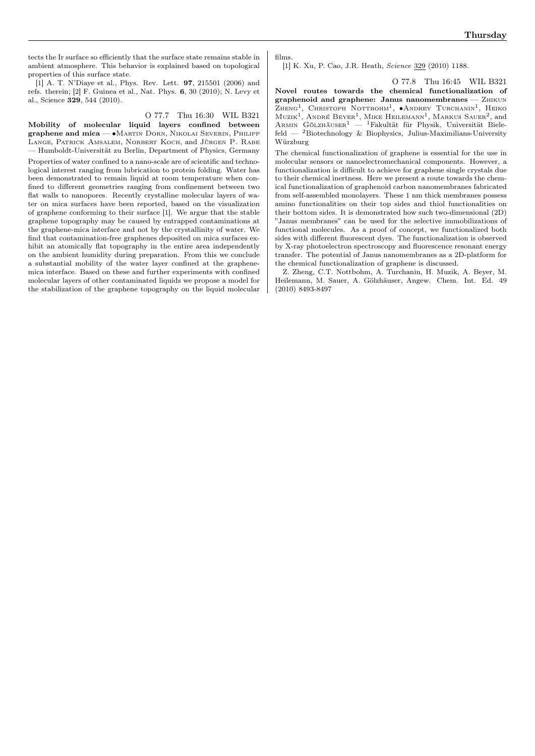tects the Ir surface so efficiently that the surface state remains stable in ambient atmosphere. This behavior is explained based on topological properties of this surface state.

[1] A. T. N'Diaye et al., Phys. Rev. Lett. **97**, 215501 (2006) and refs. therein; [2] F. Guinea et al., Nat. Phys. **6**, 30 (2010); N. Levy et al., Science **329**, 544 (2010).

O 77.7 Thu 16:30 WIL B321

**Mobility of molecular liquid layers confined between graphene and mica** — •Martin Dorn, Nikolai Severin, Philipp Lange, Patrick Amsalem, Norbert Koch, and Jürgen P. Rabe — Humboldt-Universität zu Berlin, Department of Physics, Germany

Properties of water confined to a nano-scale are of scientific and technological interest ranging from lubrication to protein folding. Water has been demonstrated to remain liquid at room temperature when confined to different geometries ranging from confinement between two flat walls to nanopores. Recently crystalline molecular layers of water on mica surfaces have been reported, based on the visualization of graphene conforming to their surface [1]. We argue that the stable graphene topography may be caused by entrapped contaminations at the graphene-mica interface and not by the crystallinity of water. We find that contamination-free graphenes deposited on mica surfaces exhibit an atomically flat topography in the entire area independently on the ambient humidity during preparation. From this we conclude a substantial mobility of the water layer confined at the graphene-mica interface. Based on these and further experiments with confined molecular layers of other contaminated liquids we propose a model for the stabilization of the graphene topography on the liquid molecular films.

[1] K. Xu, P. Cao, J.R. Heath, *Science* 329 (2010) 1188.

O 77.8 Thu 16:45 WIL B321

**Novel routes towards the chemical functionalization of graphenoid and graphene: Janus nanomembranes** — Zhikun Zheng[1], Christoph Nottbohm[1], •Andrey Turchanin[1], Heiko Muzik[1], André Beyer[1], Mike Heilemann[1], Markus Sauer[2], and Armin Gölzhäuser[1] — [1]Fakultät für Physik, Universität Bielefeld — [2]Biotechnology & Biophysics, Julius-Maximilians-University Würzburg

The chemical functionalization of graphene is essential for the use in molecular sensors or nanoelectromechanical components. However, a functionalization is difficult to achieve for graphene single crystals due to their chemical inertness. Here we present a route towards the chemical functionalization of graphenoid carbon nanomembranes fabricated from self-assembled monolayers. These 1 nm thick membranes possess amino functionalities on their top sides and thiol functionalities on their bottom sides. It is demonstrated how such two-dimensional (2D) "Janus membranes" can be used for the selective immobilizations of functional molecules. As a proof of concept, we functionalized both sides with different fluorescent dyes. The functionalization is observed by X-ray photoelectron spectroscopy and fluorescence resonant energy transfer. The potential of Janus nanomembranes as a 2D-platform for the chemical functionalization of graphene is discussed.

Z. Zheng, C.T. Nottbohm, A. Turchanin, H. Muzik, A. Beyer, M. Heilemann, M. Sauer, A. Gölzhäuser, Angew. Chem. Int. Ed. 49 (2010) 8493-8497